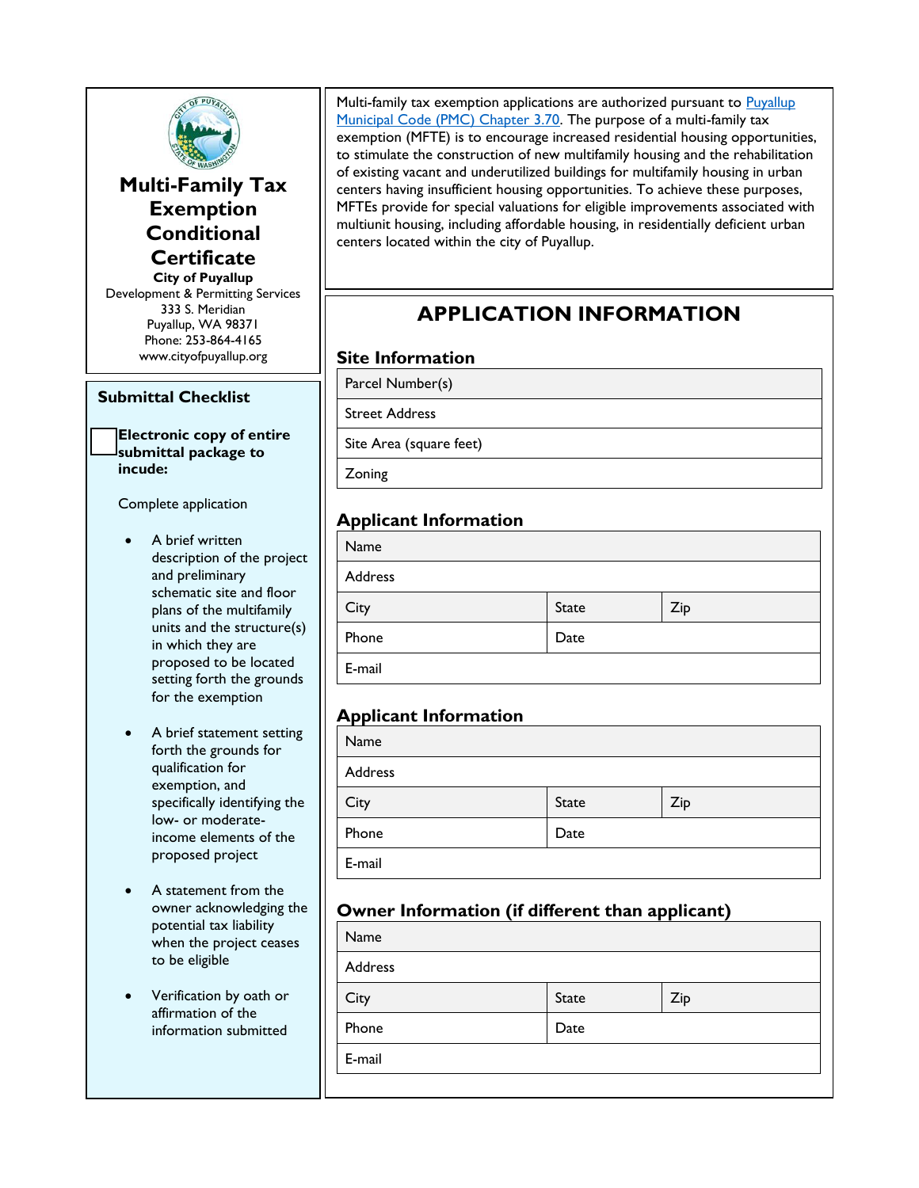# Multi-Family Tax Exemption Conditional Certificate

**City of Puyallup**
Development & Permitting Services
333 S. Meridian
Puyallup, WA 98371
Phone: 253-864-4165
www.cityofpuyallup.org

## Submittal Checklist

☐ **Electronic copy of entire submittal package to incude:**

Complete application

- A brief written description of the project and preliminary schematic site and floor plans of the multifamily units and the structure(s) in which they are proposed to be located setting forth the grounds for the exemption
- A brief statement setting forth the grounds for qualification for exemption, and specifically identifying the low- or moderate-income elements of the proposed project
- A statement from the owner acknowledging the potential tax liability when the project ceases to be eligible
- Verification by oath or affirmation of the information submitted

Multi-family tax exemption applications are authorized pursuant to [Puyallup Municipal Code (PMC) Chapter 3.70](). The purpose of a multi-family tax exemption (MFTE) is to encourage increased residential housing opportunities, to stimulate the construction of new multifamily housing and the rehabilitation of existing vacant and underutilized buildings for multifamily housing in urban centers having insufficient housing opportunities. To achieve these purposes, MFTEs provide for special valuations for eligible improvements associated with multiunit housing, including affordable housing, in residentially deficient urban centers located within the city of Puyallup.

## APPLICATION INFORMATION

### Site Information

| Parcel Number(s) |
|---|
| Street Address |
| Site Area (square feet) |
| Zoning |

### Applicant Information

| Name | | |
|---|---|---|
| Address | | |
| City | State | Zip |
| Phone | Date | |
| E-mail | | |

### Applicant Information

| Name | | |
|---|---|---|
| Address | | |
| City | State | Zip |
| Phone | Date | |
| E-mail | | |

### Owner Information (if different than applicant)

| Name | | |
|---|---|---|
| Address | | |
| City | State | Zip |
| Phone | Date | |
| E-mail | | |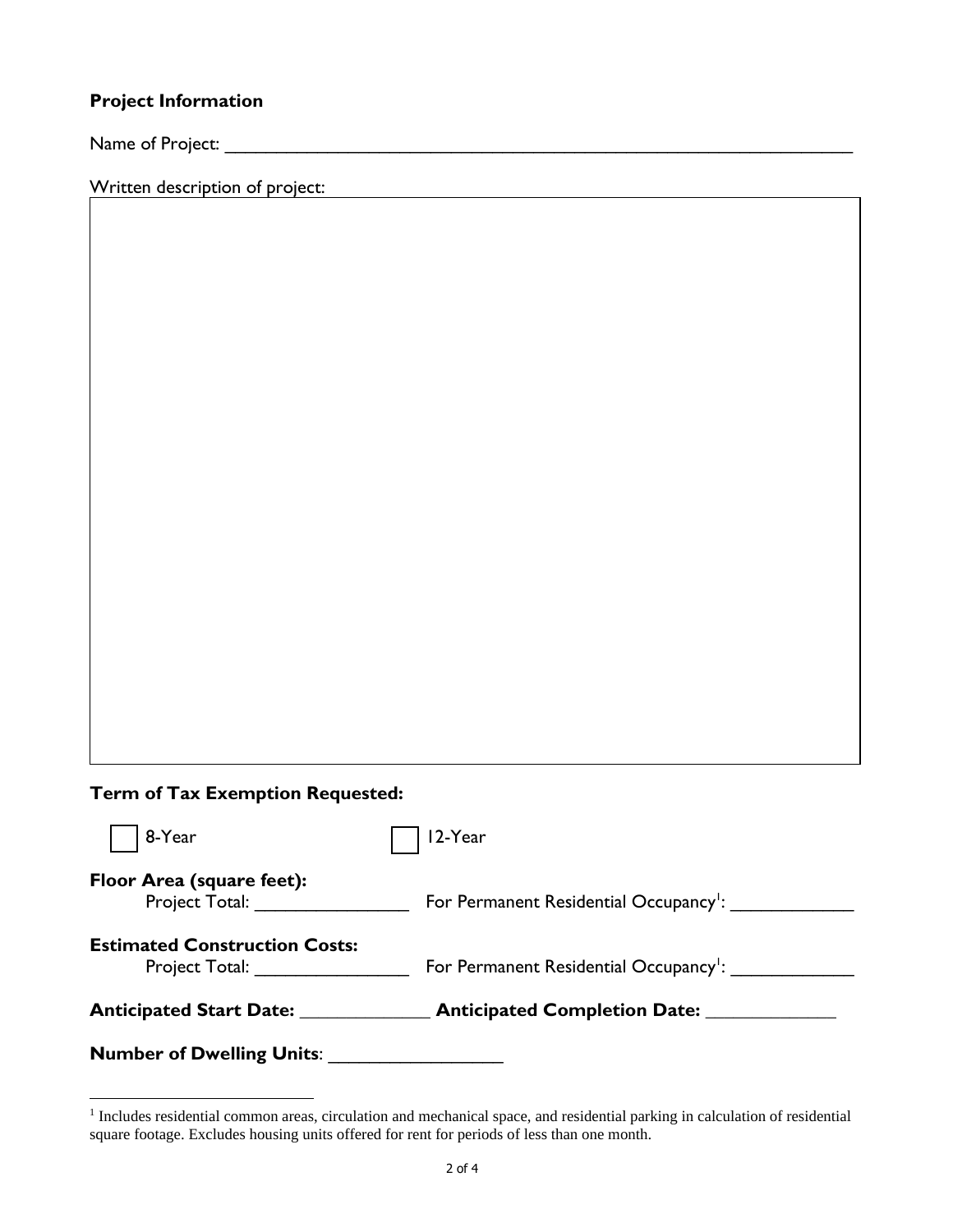**Project Information**

Name of Project: ____________________________________________________________

Written description of project:

|  |
|---|
|  |

**Term of Tax Exemption Requested:**

☐ 8-Year ☐ 12-Year

**Floor Area (square feet):**

Project Total: ______________ For Permanent Residential Occupancy[1]: ____________

**Estimated Construction Costs:**

Project Total: ______________ For Permanent Residential Occupancy[1]: ____________

**Anticipated Start Date:** ____________ **Anticipated Completion Date:** ____________

**Number of Dwelling Units**: _______________

---

[1] Includes residential common areas, circulation and mechanical space, and residential parking in calculation of residential square footage. Excludes housing units offered for rent for periods of less than one month.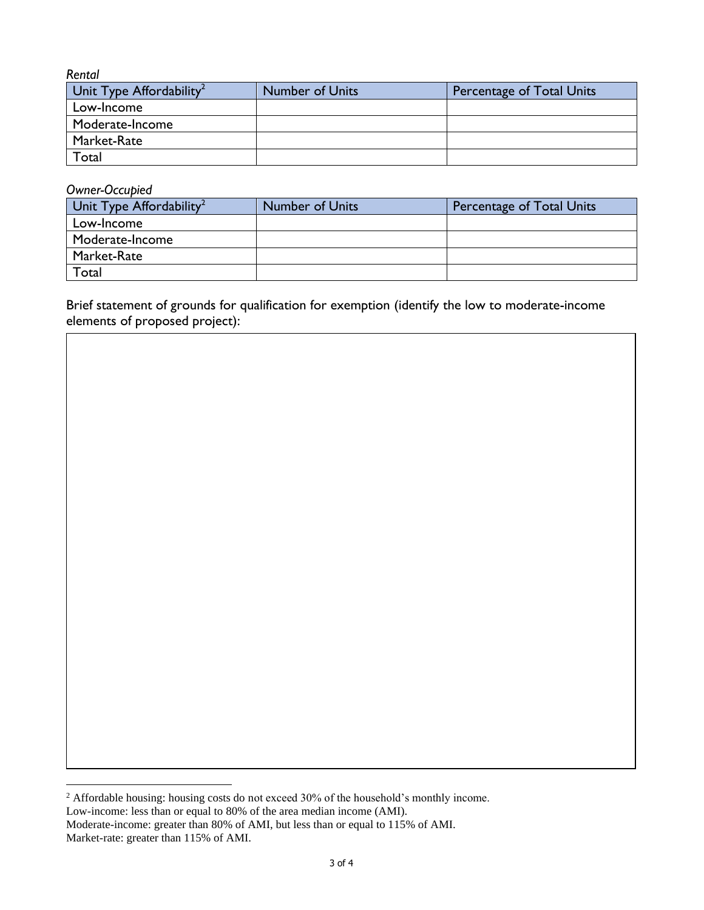*Rental*

| Unit Type Affordability[2] | Number of Units | Percentage of Total Units |
|---|---|---|
| Low-Income | | |
| Moderate-Income | | |
| Market-Rate | | |
| Total | | |

*Owner-Occupied*

| Unit Type Affordability[2] | Number of Units | Percentage of Total Units |
|---|---|---|
| Low-Income | | |
| Moderate-Income | | |
| Market-Rate | | |
| Total | | |

Brief statement of grounds for qualification for exemption (identify the low to moderate-income elements of proposed project):

---

[2] Affordable housing: housing costs do not exceed 30% of the household's monthly income.
Low-income: less than or equal to 80% of the area median income (AMI).
Moderate-income: greater than 80% of AMI, but less than or equal to 115% of AMI.
Market-rate: greater than 115% of AMI.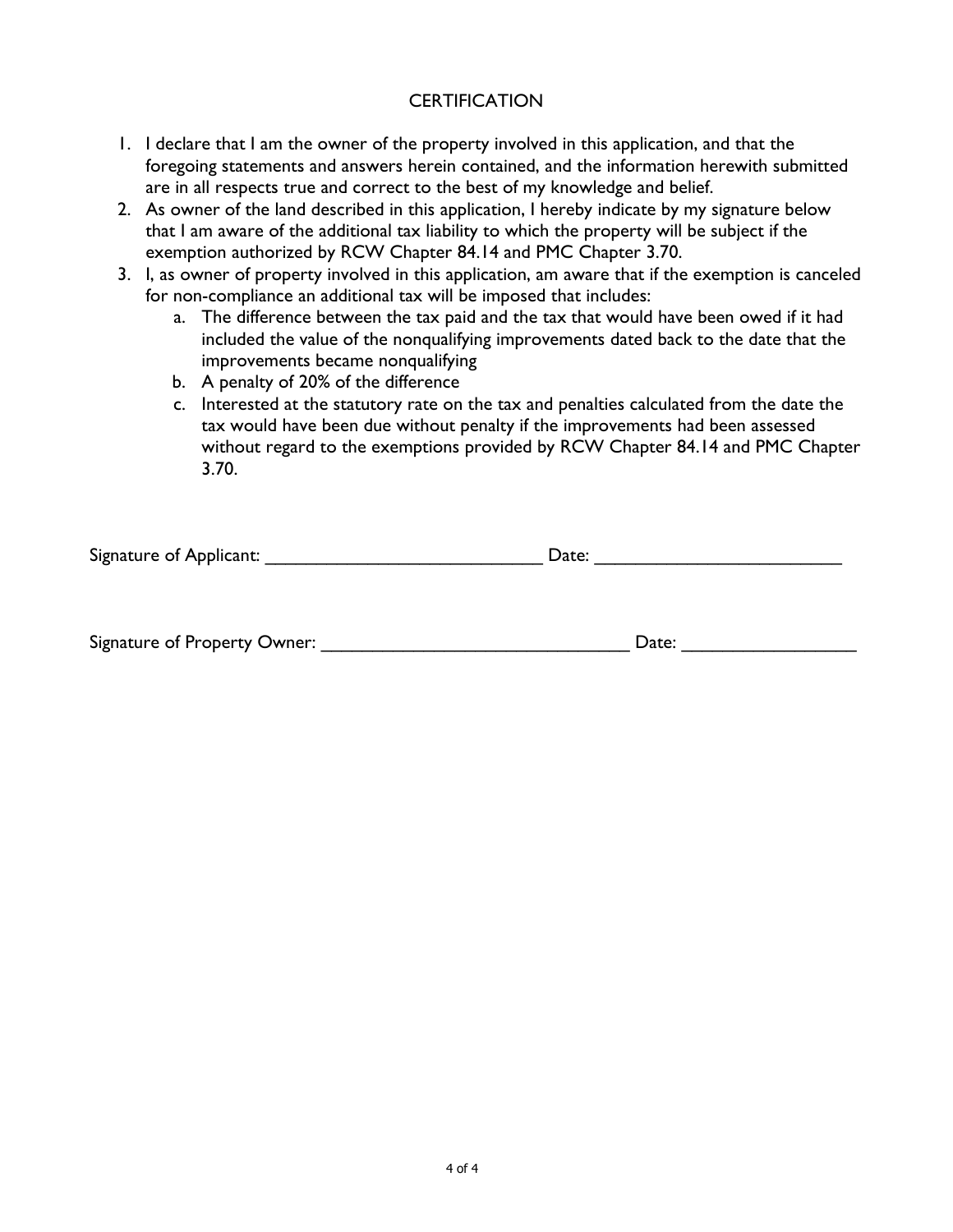# CERTIFICATION

1. I declare that I am the owner of the property involved in this application, and that the foregoing statements and answers herein contained, and the information herewith submitted are in all respects true and correct to the best of my knowledge and belief.
2. As owner of the land described in this application, I hereby indicate by my signature below that I am aware of the additional tax liability to which the property will be subject if the exemption authorized by RCW Chapter 84.14 and PMC Chapter 3.70.
3. I, as owner of property involved in this application, am aware that if the exemption is canceled for non-compliance an additional tax will be imposed that includes:
   a. The difference between the tax paid and the tax that would have been owed if it had included the value of the nonqualifying improvements dated back to the date that the improvements became nonqualifying
   b. A penalty of 20% of the difference
   c. Interested at the statutory rate on the tax and penalties calculated from the date the tax would have been due without penalty if the improvements had been assessed without regard to the exemptions provided by RCW Chapter 84.14 and PMC Chapter 3.70.

Signature of Applicant: ____________________________ Date: ________________________

Signature of Property Owner: ______________________________ Date: ________________